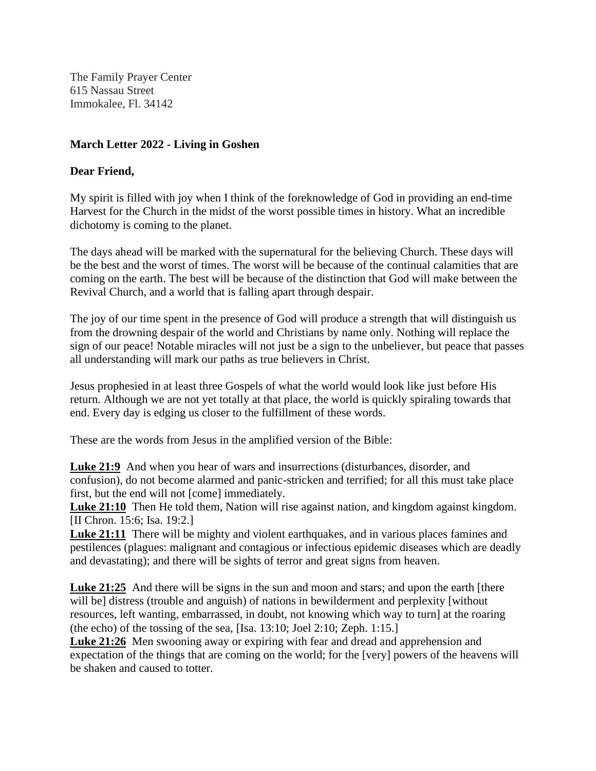The Family Prayer Center
615 Nassau Street
Immokalee, Fl. 34142

**March Letter 2022 - Living in Goshen**

**Dear Friend,**

My spirit is filled with joy when I think of the foreknowledge of God in providing an end-time Harvest for the Church in the midst of the worst possible times in history. What an incredible dichotomy is coming to the planet.

The days ahead will be marked with the supernatural for the believing Church. These days will be the best and the worst of times. The worst will be because of the continual calamities that are coming on the earth. The best will be because of the distinction that God will make between the Revival Church, and a world that is falling apart through despair.

The joy of our time spent in the presence of God will produce a strength that will distinguish us from the drowning despair of the world and Christians by name only. Nothing will replace the sign of our peace! Notable miracles will not just be a sign to the unbeliever, but peace that passes all understanding will mark our paths as true believers in Christ.

Jesus prophesied in at least three Gospels of what the world would look like just before His return. Although we are not yet totally at that place, the world is quickly spiraling towards that end. Every day is edging us closer to the fulfillment of these words.

These are the words from Jesus in the amplified version of the Bible:

**Luke 21:9** And when you hear of wars and insurrections (disturbances, disorder, and confusion), do not become alarmed and panic-stricken and terrified; for all this must take place first, but the end will not [come] immediately.
**Luke 21:10** Then He told them, Nation will rise against nation, and kingdom against kingdom. [II Chron. 15:6; Isa. 19:2.]
**Luke 21:11** There will be mighty and violent earthquakes, and in various places famines and pestilences (plagues: malignant and contagious or infectious epidemic diseases which are deadly and devastating); and there will be sights of terror and great signs from heaven.

**Luke 21:25** And there will be signs in the sun and moon and stars; and upon the earth [there will be] distress (trouble and anguish) of nations in bewilderment and perplexity [without resources, left wanting, embarrassed, in doubt, not knowing which way to turn] at the roaring (the echo) of the tossing of the sea, [Isa. 13:10; Joel 2:10; Zeph. 1:15.]
**Luke 21:26** Men swooning away or expiring with fear and dread and apprehension and expectation of the things that are coming on the world; for the [very] powers of the heavens will be shaken and caused to totter.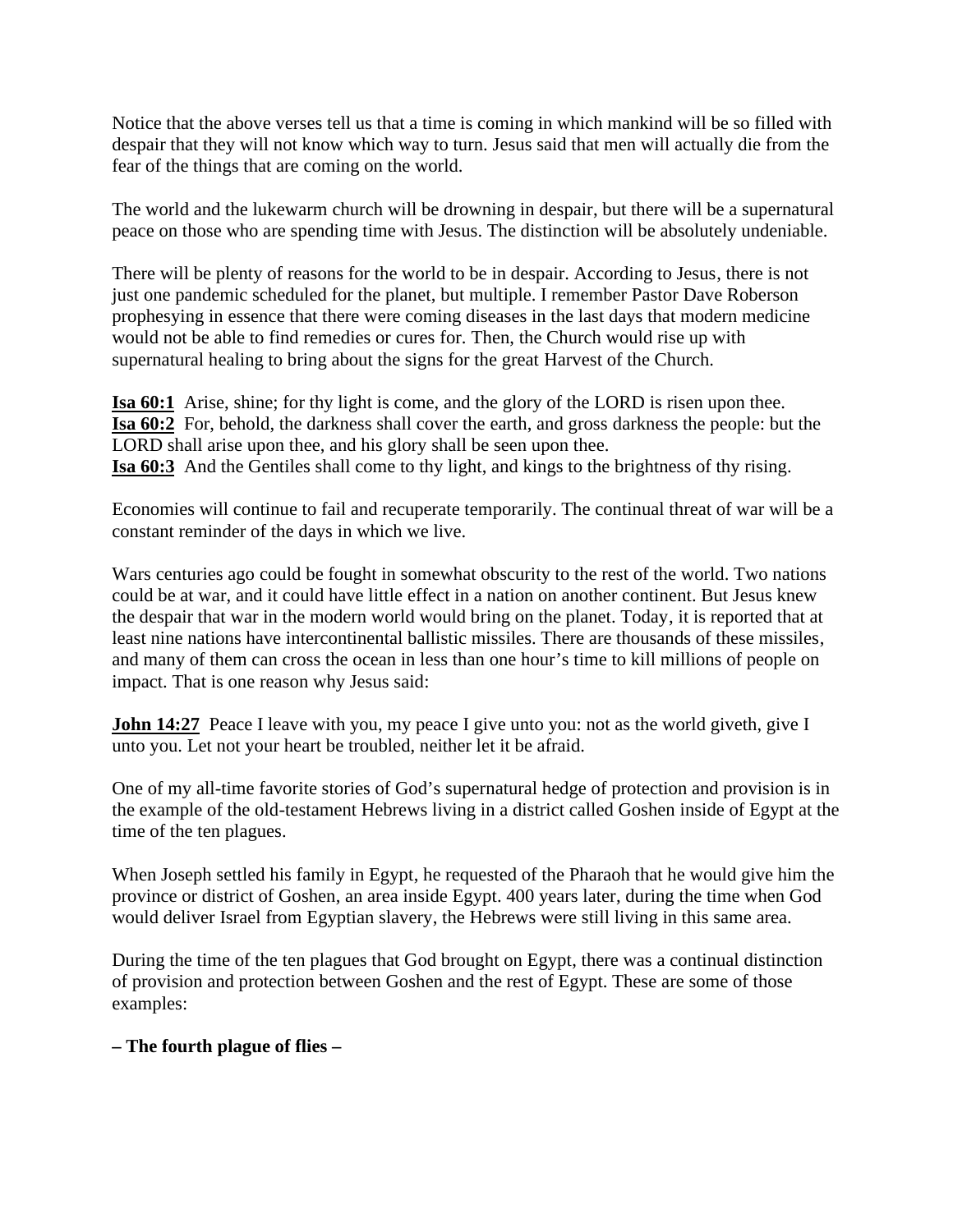Notice that the above verses tell us that a time is coming in which mankind will be so filled with despair that they will not know which way to turn. Jesus said that men will actually die from the fear of the things that are coming on the world.

The world and the lukewarm church will be drowning in despair, but there will be a supernatural peace on those who are spending time with Jesus. The distinction will be absolutely undeniable.

There will be plenty of reasons for the world to be in despair. According to Jesus, there is not just one pandemic scheduled for the planet, but multiple. I remember Pastor Dave Roberson prophesying in essence that there were coming diseases in the last days that modern medicine would not be able to find remedies or cures for. Then, the Church would rise up with supernatural healing to bring about the signs for the great Harvest of the Church.

**Isa 60:1** Arise, shine; for thy light is come, and the glory of the LORD is risen upon thee.
**Isa 60:2** For, behold, the darkness shall cover the earth, and gross darkness the people: but the LORD shall arise upon thee, and his glory shall be seen upon thee.
**Isa 60:3** And the Gentiles shall come to thy light, and kings to the brightness of thy rising.

Economies will continue to fail and recuperate temporarily. The continual threat of war will be a constant reminder of the days in which we live.

Wars centuries ago could be fought in somewhat obscurity to the rest of the world. Two nations could be at war, and it could have little effect in a nation on another continent. But Jesus knew the despair that war in the modern world would bring on the planet. Today, it is reported that at least nine nations have intercontinental ballistic missiles. There are thousands of these missiles, and many of them can cross the ocean in less than one hour's time to kill millions of people on impact. That is one reason why Jesus said:

**John 14:27** Peace I leave with you, my peace I give unto you: not as the world giveth, give I unto you. Let not your heart be troubled, neither let it be afraid.

One of my all-time favorite stories of God's supernatural hedge of protection and provision is in the example of the old-testament Hebrews living in a district called Goshen inside of Egypt at the time of the ten plagues.

When Joseph settled his family in Egypt, he requested of the Pharaoh that he would give him the province or district of Goshen, an area inside Egypt. 400 years later, during the time when God would deliver Israel from Egyptian slavery, the Hebrews were still living in this same area.

During the time of the ten plagues that God brought on Egypt, there was a continual distinction of provision and protection between Goshen and the rest of Egypt. These are some of those examples:

**– The fourth plague of flies –**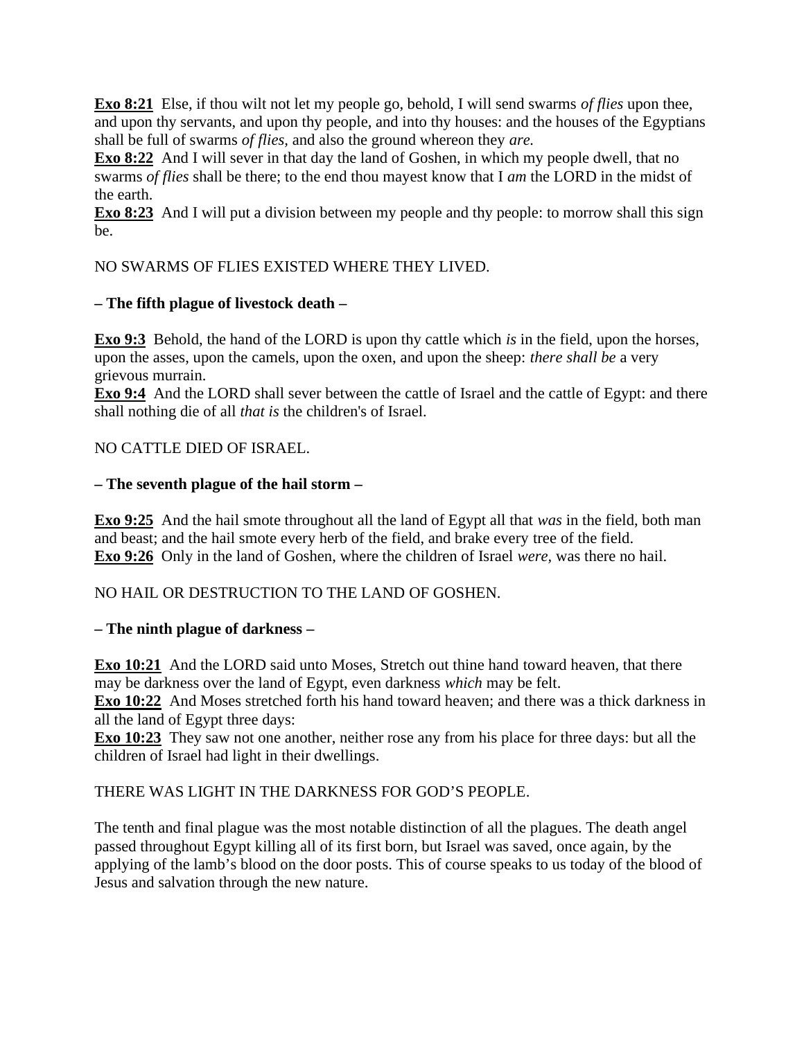**Exo 8:21** Else, if thou wilt not let my people go, behold, I will send swarms *of flies* upon thee, and upon thy servants, and upon thy people, and into thy houses: and the houses of the Egyptians shall be full of swarms *of flies*, and also the ground whereon they *are.*
**Exo 8:22** And I will sever in that day the land of Goshen, in which my people dwell, that no swarms *of flies* shall be there; to the end thou mayest know that I *am* the LORD in the midst of the earth.
**Exo 8:23** And I will put a division between my people and thy people: to morrow shall this sign be.

NO SWARMS OF FLIES EXISTED WHERE THEY LIVED.

**– The fifth plague of livestock death –**

**Exo 9:3** Behold, the hand of the LORD is upon thy cattle which *is* in the field, upon the horses, upon the asses, upon the camels, upon the oxen, and upon the sheep: *there shall be* a very grievous murrain.
**Exo 9:4** And the LORD shall sever between the cattle of Israel and the cattle of Egypt: and there shall nothing die of all *that is* the children's of Israel.

NO CATTLE DIED OF ISRAEL.

**– The seventh plague of the hail storm –**

**Exo 9:25** And the hail smote throughout all the land of Egypt all that *was* in the field, both man and beast; and the hail smote every herb of the field, and brake every tree of the field.
**Exo 9:26** Only in the land of Goshen, where the children of Israel *were,* was there no hail.

NO HAIL OR DESTRUCTION TO THE LAND OF GOSHEN.

**– The ninth plague of darkness –**

**Exo 10:21** And the LORD said unto Moses, Stretch out thine hand toward heaven, that there may be darkness over the land of Egypt, even darkness *which* may be felt.
**Exo 10:22** And Moses stretched forth his hand toward heaven; and there was a thick darkness in all the land of Egypt three days:
**Exo 10:23** They saw not one another, neither rose any from his place for three days: but all the children of Israel had light in their dwellings.

THERE WAS LIGHT IN THE DARKNESS FOR GOD'S PEOPLE.

The tenth and final plague was the most notable distinction of all the plagues. The death angel passed throughout Egypt killing all of its first born, but Israel was saved, once again, by the applying of the lamb's blood on the door posts. This of course speaks to us today of the blood of Jesus and salvation through the new nature.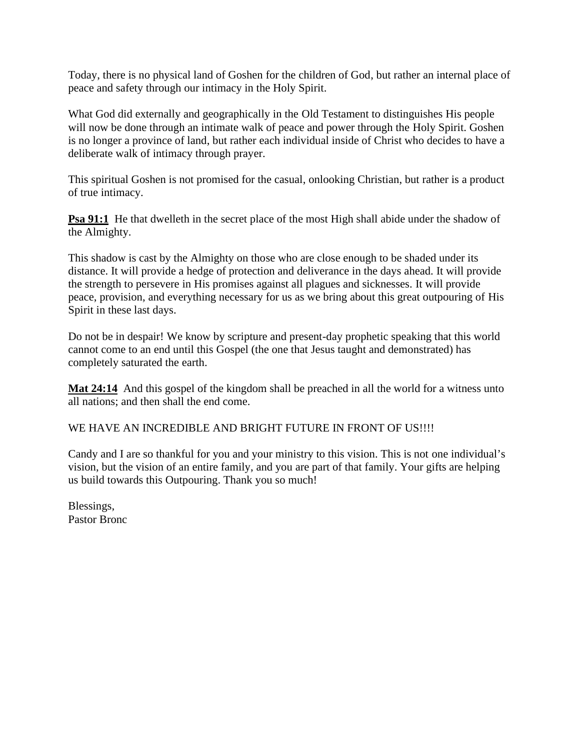Today, there is no physical land of Goshen for the children of God, but rather an internal place of peace and safety through our intimacy in the Holy Spirit.

What God did externally and geographically in the Old Testament to distinguishes His people will now be done through an intimate walk of peace and power through the Holy Spirit. Goshen is no longer a province of land, but rather each individual inside of Christ who decides to have a deliberate walk of intimacy through prayer.

This spiritual Goshen is not promised for the casual, onlooking Christian, but rather is a product of true intimacy.

**Psa 91:1** He that dwelleth in the secret place of the most High shall abide under the shadow of the Almighty.

This shadow is cast by the Almighty on those who are close enough to be shaded under its distance. It will provide a hedge of protection and deliverance in the days ahead. It will provide the strength to persevere in His promises against all plagues and sicknesses. It will provide peace, provision, and everything necessary for us as we bring about this great outpouring of His Spirit in these last days.

Do not be in despair! We know by scripture and present-day prophetic speaking that this world cannot come to an end until this Gospel (the one that Jesus taught and demonstrated) has completely saturated the earth.

**Mat 24:14** And this gospel of the kingdom shall be preached in all the world for a witness unto all nations; and then shall the end come.

WE HAVE AN INCREDIBLE AND BRIGHT FUTURE IN FRONT OF US!!!!

Candy and I are so thankful for you and your ministry to this vision. This is not one individual's vision, but the vision of an entire family, and you are part of that family. Your gifts are helping us build towards this Outpouring. Thank you so much!

Blessings,
Pastor Bronc